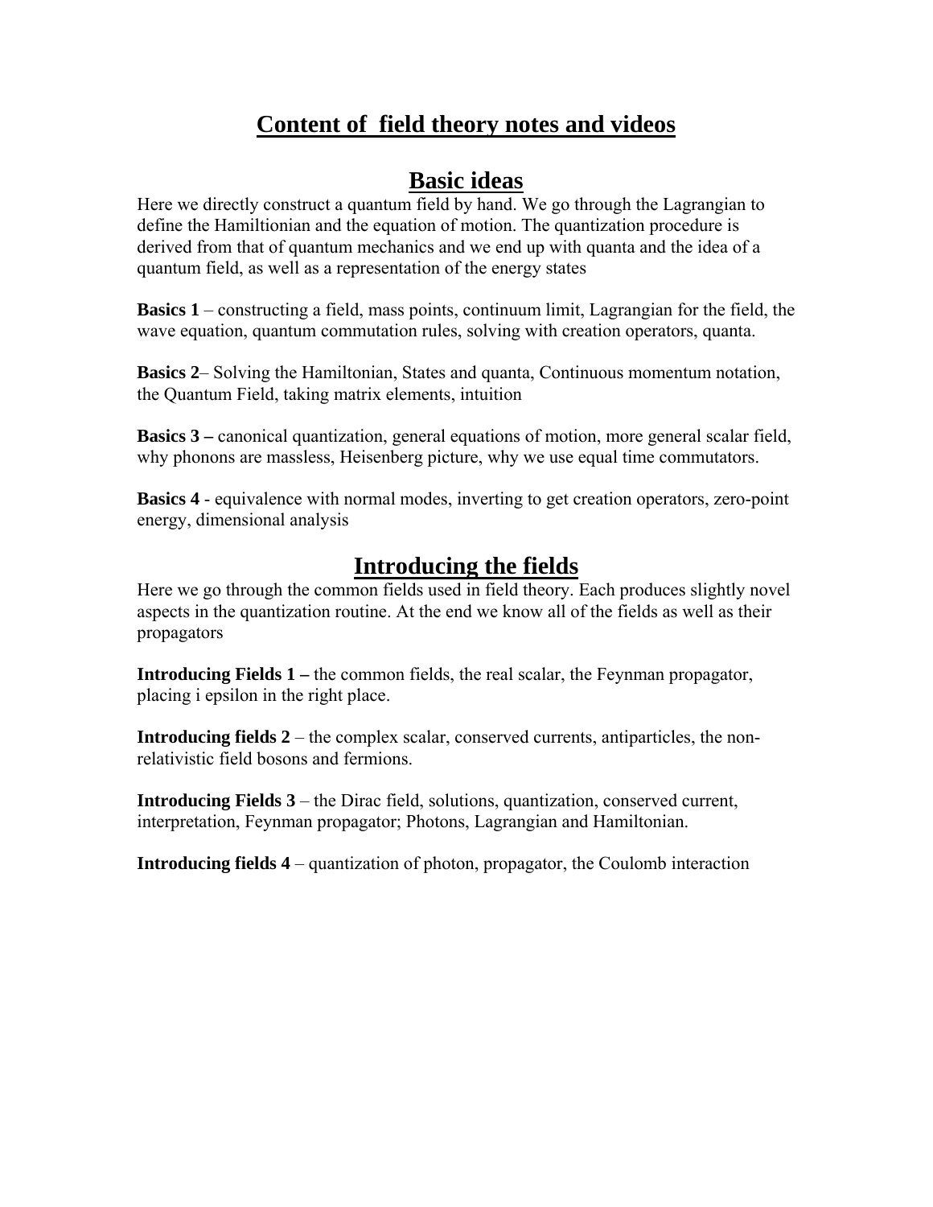# Content of field theory notes and videos

## Basic ideas

Here we directly construct a quantum field by hand. We go through the Lagrangian to define the Hamiltonian and the equation of motion. The quantization procedure is derived from that of quantum mechanics and we end up with quanta and the idea of a quantum field, as well as a representation of the energy states

**Basics 1** – constructing a field, mass points, continuum limit, Lagrangian for the field, the wave equation, quantum commutation rules, solving with creation operators, quanta.

**Basics 2**– Solving the Hamiltonian, States and quanta, Continuous momentum notation, the Quantum Field, taking matrix elements, intuition

**Basics 3 –** canonical quantization, general equations of motion, more general scalar field, why phonons are massless, Heisenberg picture, why we use equal time commutators.

**Basics 4** - equivalence with normal modes, inverting to get creation operators, zero-point energy, dimensional analysis

## Introducing the fields

Here we go through the common fields used in field theory. Each produces slightly novel aspects in the quantization routine. At the end we know all of the fields as well as their propagators

**Introducing Fields 1 –** the common fields, the real scalar, the Feynman propagator, placing i epsilon in the right place.

**Introducing fields 2** – the complex scalar, conserved currents, antiparticles, the non-relativistic field bosons and fermions.

**Introducing Fields 3** – the Dirac field, solutions, quantization, conserved current, interpretation, Feynman propagator; Photons, Lagrangian and Hamiltonian.

**Introducing fields 4** – quantization of photon, propagator, the Coulomb interaction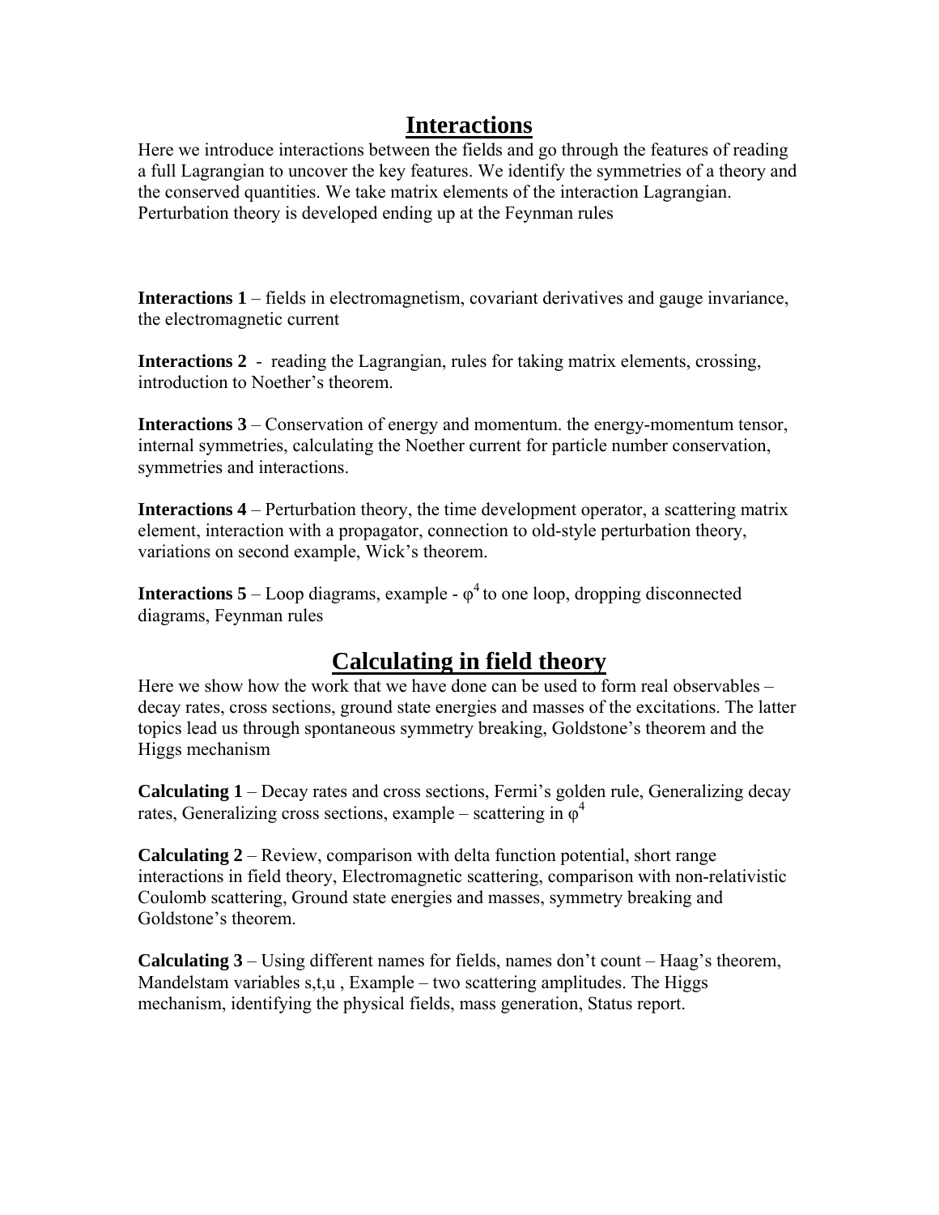# Interactions

Here we introduce interactions between the fields and go through the features of reading a full Lagrangian to uncover the key features. We identify the symmetries of a theory and the conserved quantities. We take matrix elements of the interaction Lagrangian. Perturbation theory is developed ending up at the Feynman rules

**Interactions 1** – fields in electromagnetism, covariant derivatives and gauge invariance, the electromagnetic current

**Interactions 2** - reading the Lagrangian, rules for taking matrix elements, crossing, introduction to Noether's theorem.

**Interactions 3** – Conservation of energy and momentum. the energy-momentum tensor, internal symmetries, calculating the Noether current for particle number conservation, symmetries and interactions.

**Interactions 4** – Perturbation theory, the time development operator, a scattering matrix element, interaction with a propagator, connection to old-style perturbation theory, variations on second example, Wick's theorem.

**Interactions 5** – Loop diagrams, example - $\varphi^4$ to one loop, dropping disconnected diagrams, Feynman rules

# Calculating in field theory

Here we show how the work that we have done can be used to form real observables – decay rates, cross sections, ground state energies and masses of the excitations. The latter topics lead us through spontaneous symmetry breaking, Goldstone's theorem and the Higgs mechanism

**Calculating 1** – Decay rates and cross sections, Fermi's golden rule, Generalizing decay rates, Generalizing cross sections, example – scattering in $\varphi^4$

**Calculating 2** – Review, comparison with delta function potential, short range interactions in field theory, Electromagnetic scattering, comparison with non-relativistic Coulomb scattering, Ground state energies and masses, symmetry breaking and Goldstone's theorem.

**Calculating 3** – Using different names for fields, names don't count – Haag's theorem, Mandelstam variables s,t,u , Example – two scattering amplitudes. The Higgs mechanism, identifying the physical fields, mass generation, Status report.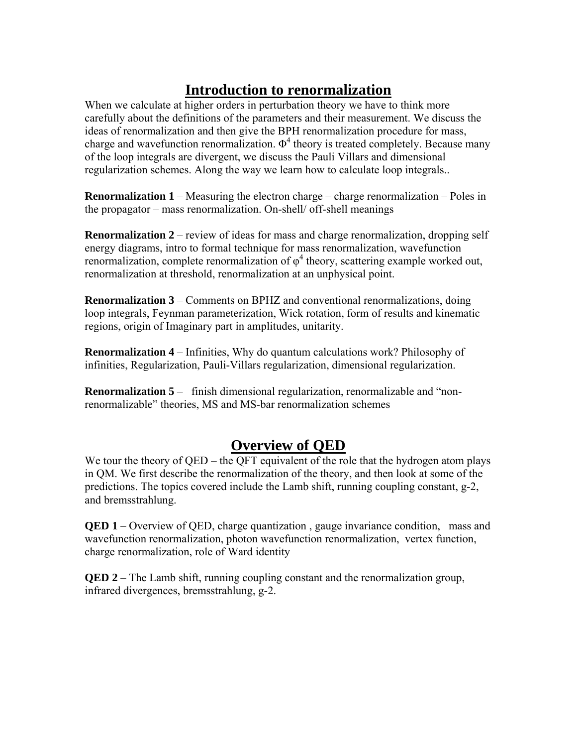# Introduction to renormalization

When we calculate at higher orders in perturbation theory we have to think more carefully about the definitions of the parameters and their measurement. We discuss the ideas of renormalization and then give the BPH renormalization procedure for mass, charge and wavefunction renormalization. $\Phi^4$ theory is treated completely. Because many of the loop integrals are divergent, we discuss the Pauli Villars and dimensional regularization schemes. Along the way we learn how to calculate loop integrals..

**Renormalization 1** – Measuring the electron charge – charge renormalization – Poles in the propagator – mass renormalization. On-shell/ off-shell meanings

**Renormalization 2** – review of ideas for mass and charge renormalization, dropping self energy diagrams, intro to formal technique for mass renormalization, wavefunction renormalization, complete renormalization of $\varphi^4$ theory, scattering example worked out, renormalization at threshold, renormalization at an unphysical point.

**Renormalization 3** – Comments on BPHZ and conventional renormalizations, doing loop integrals, Feynman parameterization, Wick rotation, form of results and kinematic regions, origin of Imaginary part in amplitudes, unitarity.

**Renormalization 4** – Infinities, Why do quantum calculations work? Philosophy of infinities, Regularization, Pauli-Villars regularization, dimensional regularization.

**Renormalization 5** – finish dimensional regularization, renormalizable and "non-renormalizable" theories, MS and MS-bar renormalization schemes

# Overview of QED

We tour the theory of QED – the QFT equivalent of the role that the hydrogen atom plays in QM. We first describe the renormalization of the theory, and then look at some of the predictions. The topics covered include the Lamb shift, running coupling constant, g-2, and bremsstrahlung.

**QED 1** – Overview of QED, charge quantization , gauge invariance condition, mass and wavefunction renormalization, photon wavefunction renormalization, vertex function, charge renormalization, role of Ward identity

**QED 2** – The Lamb shift, running coupling constant and the renormalization group, infrared divergences, bremsstrahlung, g-2.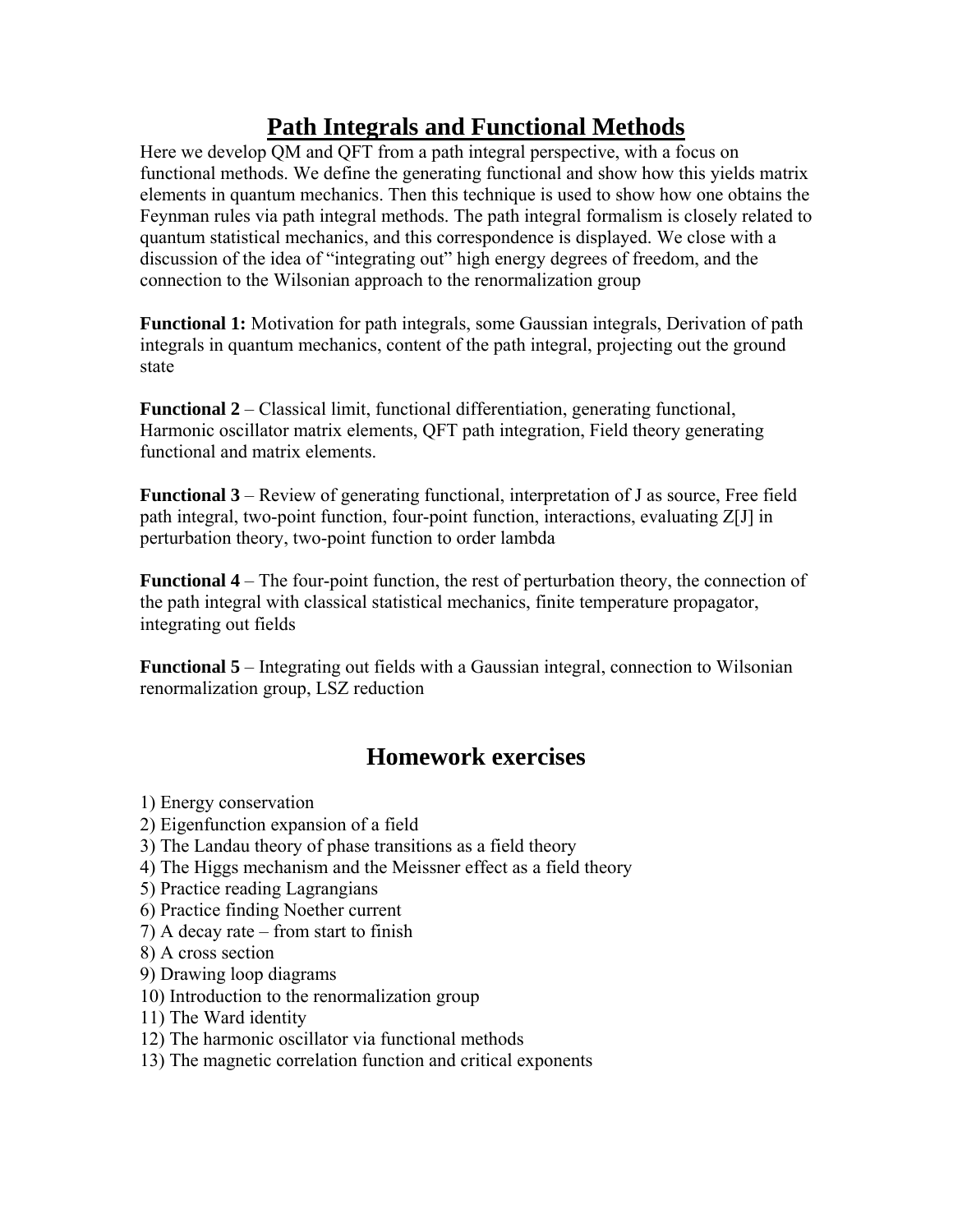# Path Integrals and Functional Methods

Here we develop QM and QFT from a path integral perspective, with a focus on functional methods. We define the generating functional and show how this yields matrix elements in quantum mechanics. Then this technique is used to show how one obtains the Feynman rules via path integral methods. The path integral formalism is closely related to quantum statistical mechanics, and this correspondence is displayed. We close with a discussion of the idea of "integrating out" high energy degrees of freedom, and the connection to the Wilsonian approach to the renormalization group

**Functional 1:** Motivation for path integrals, some Gaussian integrals, Derivation of path integrals in quantum mechanics, content of the path integral, projecting out the ground state

**Functional 2** – Classical limit, functional differentiation, generating functional, Harmonic oscillator matrix elements, QFT path integration, Field theory generating functional and matrix elements.

**Functional 3** – Review of generating functional, interpretation of J as source, Free field path integral, two-point function, four-point function, interactions, evaluating Z[J] in perturbation theory, two-point function to order lambda

**Functional 4** – The four-point function, the rest of perturbation theory, the connection of the path integral with classical statistical mechanics, finite temperature propagator, integrating out fields

**Functional 5** – Integrating out fields with a Gaussian integral, connection to Wilsonian renormalization group, LSZ reduction

## Homework exercises

1) Energy conservation
2) Eigenfunction expansion of a field
3) The Landau theory of phase transitions as a field theory
4) The Higgs mechanism and the Meissner effect as a field theory
5) Practice reading Lagrangians
6) Practice finding Noether current
7) A decay rate – from start to finish
8) A cross section
9) Drawing loop diagrams
10) Introduction to the renormalization group
11) The Ward identity
12) The harmonic oscillator via functional methods
13) The magnetic correlation function and critical exponents